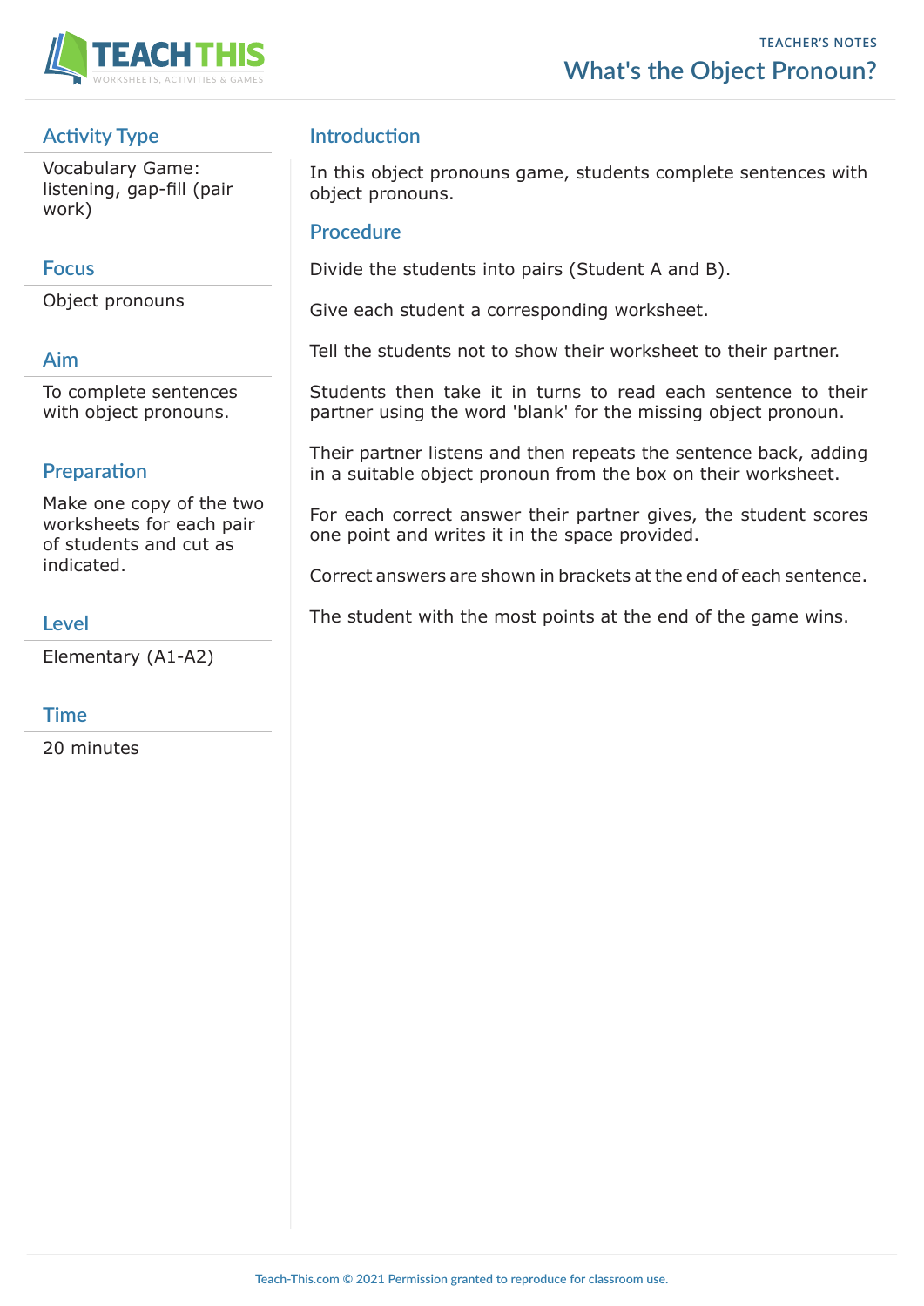TEACHER'S NOTES

# What's the Object Pronoun?

## Activity Type

Vocabulary Game: listening, gap-fill (pair work)

## Focus

Object pronouns

## Aim

To complete sentences with object pronouns.

## Preparation

Make one copy of the two worksheets for each pair of students and cut as indicated.

## Level

Elementary (A1-A2)

## Time

20 minutes

## Introduction

In this object pronouns game, students complete sentences with object pronouns.

## Procedure

Divide the students into pairs (Student A and B).

Give each student a corresponding worksheet.

Tell the students not to show their worksheet to their partner.

Students then take it in turns to read each sentence to their partner using the word 'blank' for the missing object pronoun.

Their partner listens and then repeats the sentence back, adding in a suitable object pronoun from the box on their worksheet.

For each correct answer their partner gives, the student scores one point and writes it in the space provided.

Correct answers are shown in brackets at the end of each sentence.

The student with the most points at the end of the game wins.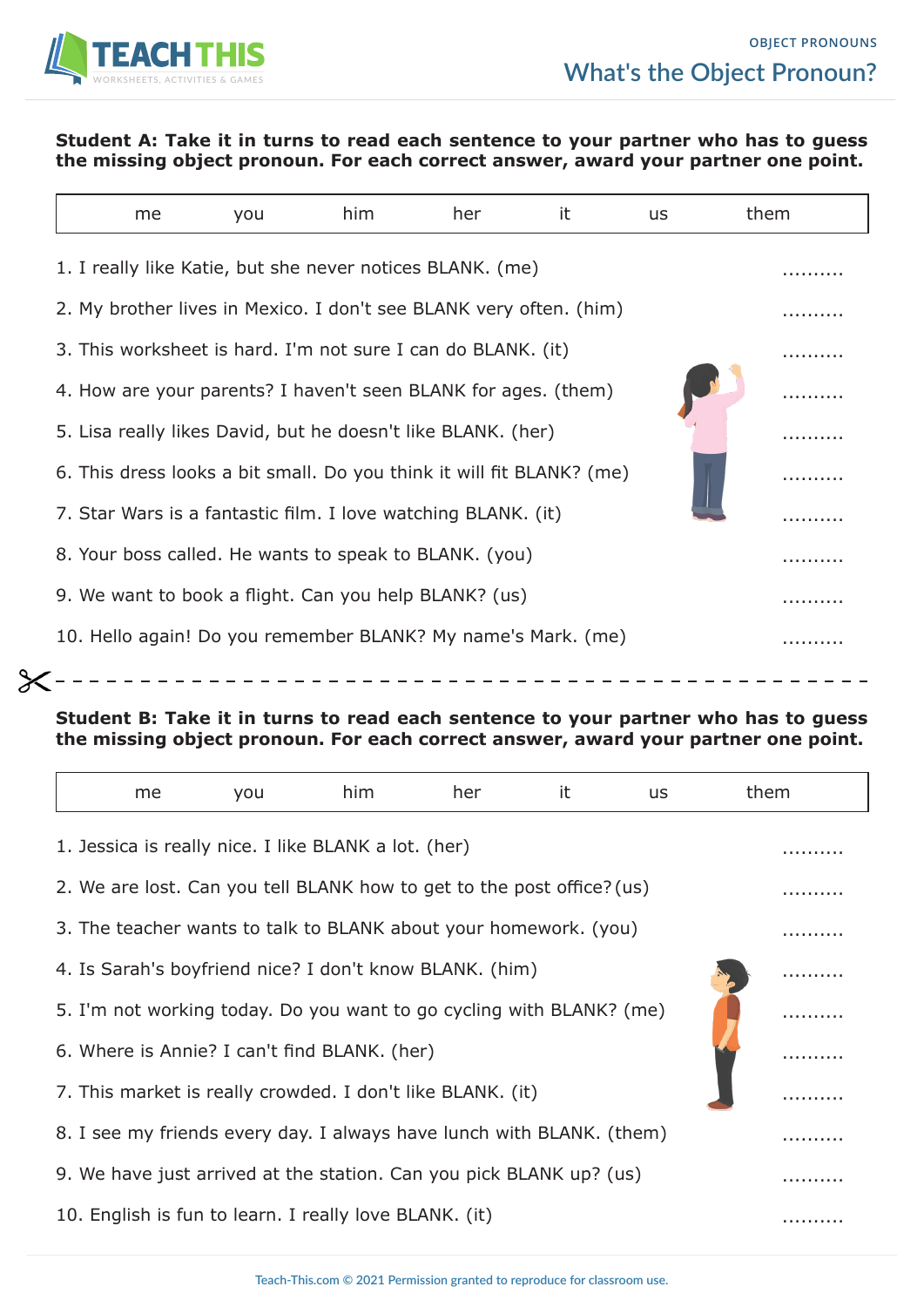OBJECT PRONOUNS

# What's the Object Pronoun?

**Student A: Take it in turns to read each sentence to your partner who has to guess the missing object pronoun. For each correct answer, award your partner one point.**

| me | you | him | her | it | us | them |
|---|---|---|---|---|---|---|

1. I really like Katie, but she never notices BLANK. (me) ..........
2. My brother lives in Mexico. I don't see BLANK very often. (him) ..........
3. This worksheet is hard. I'm not sure I can do BLANK. (it) ..........
4. How are your parents? I haven't seen BLANK for ages. (them) ..........
5. Lisa really likes David, but he doesn't like BLANK. (her) ..........
6. This dress looks a bit small. Do you think it will fit BLANK? (me) ..........
7. Star Wars is a fantastic film. I love watching BLANK. (it) ..........
8. Your boss called. He wants to speak to BLANK. (you) ..........
9. We want to book a flight. Can you help BLANK? (us) ..........
10. Hello again! Do you remember BLANK? My name's Mark. (me) ..........

---

**Student B: Take it in turns to read each sentence to your partner who has to guess the missing object pronoun. For each correct answer, award your partner one point.**

| me | you | him | her | it | us | them |
|---|---|---|---|---|---|---|

1. Jessica is really nice. I like BLANK a lot. (her) ..........
2. We are lost. Can you tell BLANK how to get to the post office? (us) ..........
3. The teacher wants to talk to BLANK about your homework. (you) ..........
4. Is Sarah's boyfriend nice? I don't know BLANK. (him) ..........
5. I'm not working today. Do you want to go cycling with BLANK? (me) ..........
6. Where is Annie? I can't find BLANK. (her) ..........
7. This market is really crowded. I don't like BLANK. (it) ..........
8. I see my friends every day. I always have lunch with BLANK. (them) ..........
9. We have just arrived at the station. Can you pick BLANK up? (us) ..........
10. English is fun to learn. I really love BLANK. (it) ..........